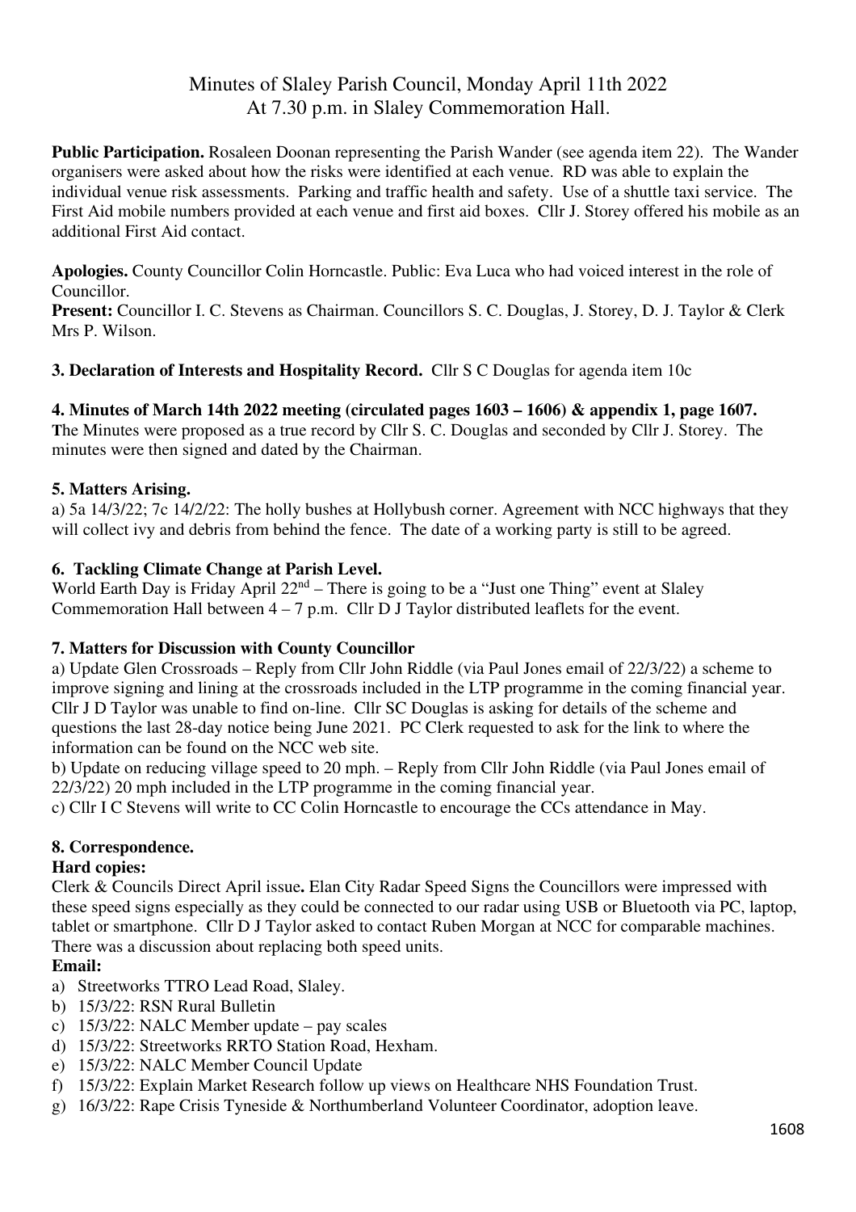# Minutes of Slaley Parish Council, Monday April 11th 2022
## At 7.30 p.m. in Slaley Commemoration Hall.

**Public Participation.** Rosaleen Doonan representing the Parish Wander (see agenda item 22). The Wander organisers were asked about how the risks were identified at each venue. RD was able to explain the individual venue risk assessments. Parking and traffic health and safety. Use of a shuttle taxi service. The First Aid mobile numbers provided at each venue and first aid boxes. Cllr J. Storey offered his mobile as an additional First Aid contact.

**Apologies.** County Councillor Colin Horncastle. Public: Eva Luca who had voiced interest in the role of Councillor.

**Present:** Councillor I. C. Stevens as Chairman. Councillors S. C. Douglas, J. Storey, D. J. Taylor & Clerk Mrs P. Wilson.

**3. Declaration of Interests and Hospitality Record.** Cllr S C Douglas for agenda item 10c

**4. Minutes of March 14th 2022 meeting (circulated pages 1603 – 1606) & appendix 1, page 1607.**
The Minutes were proposed as a true record by Cllr S. C. Douglas and seconded by Cllr J. Storey. The minutes were then signed and dated by the Chairman.

**5. Matters Arising.**

a) 5a 14/3/22; 7c 14/2/22: The holly bushes at Hollybush corner. Agreement with NCC highways that they will collect ivy and debris from behind the fence. The date of a working party is still to be agreed.

**6. Tackling Climate Change at Parish Level.**

World Earth Day is Friday April 22nd – There is going to be a "Just one Thing" event at Slaley Commemoration Hall between 4 – 7 p.m. Cllr D J Taylor distributed leaflets for the event.

**7. Matters for Discussion with County Councillor**

a) Update Glen Crossroads – Reply from Cllr John Riddle (via Paul Jones email of 22/3/22) a scheme to improve signing and lining at the crossroads included in the LTP programme in the coming financial year. Cllr J D Taylor was unable to find on-line. Cllr SC Douglas is asking for details of the scheme and questions the last 28-day notice being June 2021. PC Clerk requested to ask for the link to where the information can be found on the NCC web site.

b) Update on reducing village speed to 20 mph. – Reply from Cllr John Riddle (via Paul Jones email of 22/3/22) 20 mph included in the LTP programme in the coming financial year.

c) Cllr I C Stevens will write to CC Colin Horncastle to encourage the CCs attendance in May.

**8. Correspondence.**

**Hard copies:**

Clerk & Councils Direct April issue**.** Elan City Radar Speed Signs the Councillors were impressed with these speed signs especially as they could be connected to our radar using USB or Bluetooth via PC, laptop, tablet or smartphone. Cllr D J Taylor asked to contact Ruben Morgan at NCC for comparable machines. There was a discussion about replacing both speed units.

**Email:**

a) Streetworks TTRO Lead Road, Slaley.
b) 15/3/22: RSN Rural Bulletin
c) 15/3/22: NALC Member update – pay scales
d) 15/3/22: Streetworks RRTO Station Road, Hexham.
e) 15/3/22: NALC Member Council Update
f) 15/3/22: Explain Market Research follow up views on Healthcare NHS Foundation Trust.
g) 16/3/22: Rape Crisis Tyneside & Northumberland Volunteer Coordinator, adoption leave.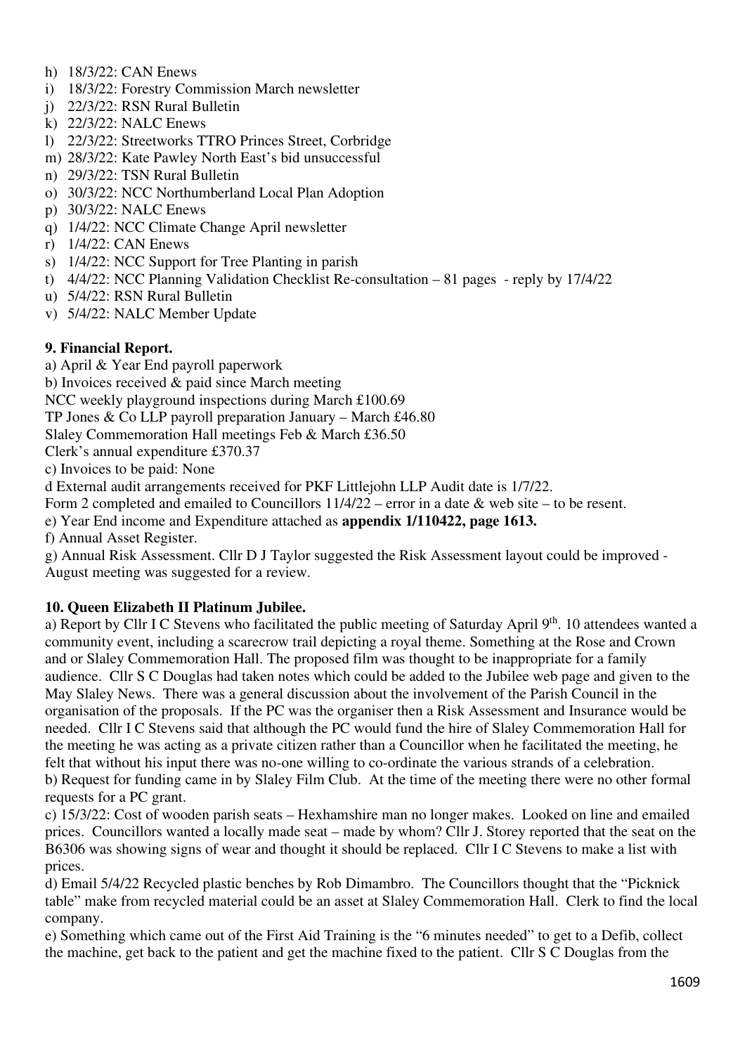h) 18/3/22: CAN Enews
i) 18/3/22: Forestry Commission March newsletter
j) 22/3/22: RSN Rural Bulletin
k) 22/3/22: NALC Enews
l) 22/3/22: Streetworks TTRO Princes Street, Corbridge
m) 28/3/22: Kate Pawley North East's bid unsuccessful
n) 29/3/22: TSN Rural Bulletin
o) 30/3/22: NCC Northumberland Local Plan Adoption
p) 30/3/22: NALC Enews
q) 1/4/22: NCC Climate Change April newsletter
r) 1/4/22: CAN Enews
s) 1/4/22: NCC Support for Tree Planting in parish
t) 4/4/22: NCC Planning Validation Checklist Re-consultation – 81 pages - reply by 17/4/22
u) 5/4/22: RSN Rural Bulletin
v) 5/4/22: NALC Member Update

**9. Financial Report.**

a) April & Year End payroll paperwork
b) Invoices received & paid since March meeting
NCC weekly playground inspections during March £100.69
TP Jones & Co LLP payroll preparation January – March £46.80
Slaley Commemoration Hall meetings Feb & March £36.50
Clerk's annual expenditure £370.37
c) Invoices to be paid: None
d External audit arrangements received for PKF Littlejohn LLP Audit date is 1/7/22.
Form 2 completed and emailed to Councillors 11/4/22 – error in a date & web site – to be resent.
e) Year End income and Expenditure attached as **appendix 1/110422, page 1613.**
f) Annual Asset Register.
g) Annual Risk Assessment. Cllr D J Taylor suggested the Risk Assessment layout could be improved - August meeting was suggested for a review.

**10. Queen Elizabeth II Platinum Jubilee.**

a) Report by Cllr I C Stevens who facilitated the public meeting of Saturday April 9th. 10 attendees wanted a community event, including a scarecrow trail depicting a royal theme. Something at the Rose and Crown and or Slaley Commemoration Hall. The proposed film was thought to be inappropriate for a family audience. Cllr S C Douglas had taken notes which could be added to the Jubilee web page and given to the May Slaley News. There was a general discussion about the involvement of the Parish Council in the organisation of the proposals. If the PC was the organiser then a Risk Assessment and Insurance would be needed. Cllr I C Stevens said that although the PC would fund the hire of Slaley Commemoration Hall for the meeting he was acting as a private citizen rather than a Councillor when he facilitated the meeting, he felt that without his input there was no-one willing to co-ordinate the various strands of a celebration.
b) Request for funding came in by Slaley Film Club. At the time of the meeting there were no other formal requests for a PC grant.
c) 15/3/22: Cost of wooden parish seats – Hexhamshire man no longer makes. Looked on line and emailed prices. Councillors wanted a locally made seat – made by whom? Cllr J. Storey reported that the seat on the B6306 was showing signs of wear and thought it should be replaced. Cllr I C Stevens to make a list with prices.
d) Email 5/4/22 Recycled plastic benches by Rob Dimambro. The Councillors thought that the "Picknick table" make from recycled material could be an asset at Slaley Commemoration Hall. Clerk to find the local company.
e) Something which came out of the First Aid Training is the "6 minutes needed" to get to a Defib, collect the machine, get back to the patient and get the machine fixed to the patient. Cllr S C Douglas from the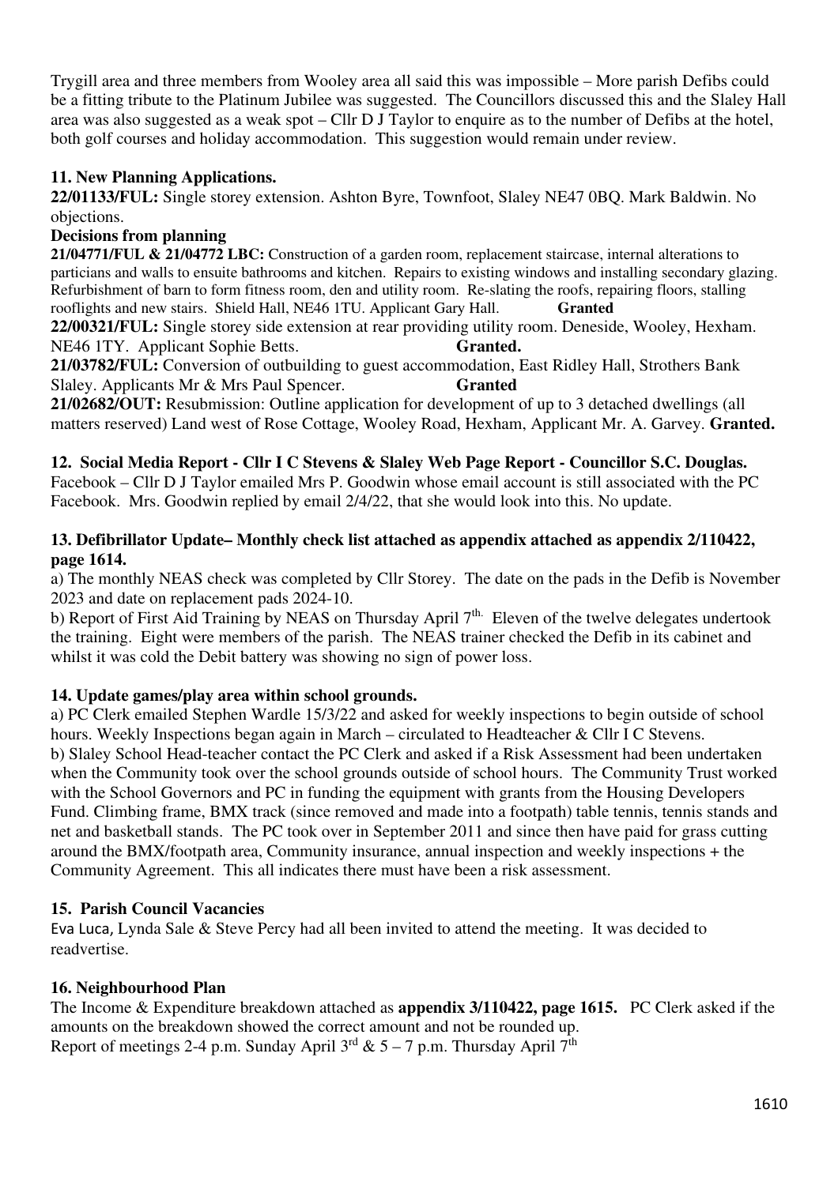Trygill area and three members from Wooley area all said this was impossible – More parish Defibs could be a fitting tribute to the Platinum Jubilee was suggested. The Councillors discussed this and the Slaley Hall area was also suggested as a weak spot – Cllr D J Taylor to enquire as to the number of Defibs at the hotel, both golf courses and holiday accommodation. This suggestion would remain under review.

**11. New Planning Applications.**

**22/01133/FUL:** Single storey extension. Ashton Byre, Townfoot, Slaley NE47 0BQ. Mark Baldwin. No objections.

**Decisions from planning**

**21/04771/FUL & 21/04772 LBC:** Construction of a garden room, replacement staircase, internal alterations to particians and walls to ensuite bathrooms and kitchen. Repairs to existing windows and installing secondary glazing. Refurbishment of barn to form fitness room, den and utility room. Re-slating the roofs, repairing floors, stalling rooflights and new stairs. Shield Hall, NE46 1TU. Applicant Gary Hall. **Granted**

**22/00321/FUL:** Single storey side extension at rear providing utility room. Deneside, Wooley, Hexham. NE46 1TY. Applicant Sophie Betts. **Granted.**

**21/03782/FUL:** Conversion of outbuilding to guest accommodation, East Ridley Hall, Strothers Bank Slaley. Applicants Mr & Mrs Paul Spencer. **Granted**

**21/02682/OUT:** Resubmission: Outline application for development of up to 3 detached dwellings (all matters reserved) Land west of Rose Cottage, Wooley Road, Hexham, Applicant Mr. A. Garvey. **Granted.**

**12. Social Media Report - Cllr I C Stevens & Slaley Web Page Report - Councillor S.C. Douglas.**

Facebook – Cllr D J Taylor emailed Mrs P. Goodwin whose email account is still associated with the PC Facebook. Mrs. Goodwin replied by email 2/4/22, that she would look into this. No update.

**13. Defibrillator Update– Monthly check list attached as appendix attached as appendix 2/110422, page 1614.**

a) The monthly NEAS check was completed by Cllr Storey. The date on the pads in the Defib is November 2023 and date on replacement pads 2024-10.

b) Report of First Aid Training by NEAS on Thursday April 7th. Eleven of the twelve delegates undertook the training. Eight were members of the parish. The NEAS trainer checked the Defib in its cabinet and whilst it was cold the Debit battery was showing no sign of power loss.

**14. Update games/play area within school grounds.**

a) PC Clerk emailed Stephen Wardle 15/3/22 and asked for weekly inspections to begin outside of school hours. Weekly Inspections began again in March – circulated to Headteacher & Cllr I C Stevens.

b) Slaley School Head-teacher contact the PC Clerk and asked if a Risk Assessment had been undertaken when the Community took over the school grounds outside of school hours. The Community Trust worked with the School Governors and PC in funding the equipment with grants from the Housing Developers Fund. Climbing frame, BMX track (since removed and made into a footpath) table tennis, tennis stands and net and basketball stands. The PC took over in September 2011 and since then have paid for grass cutting around the BMX/footpath area, Community insurance, annual inspection and weekly inspections + the Community Agreement. This all indicates there must have been a risk assessment.

**15. Parish Council Vacancies**

Eva Luca, Lynda Sale & Steve Percy had all been invited to attend the meeting. It was decided to readvertise.

**16. Neighbourhood Plan**

The Income & Expenditure breakdown attached as **appendix 3/110422, page 1615.** PC Clerk asked if the amounts on the breakdown showed the correct amount and not be rounded up.

Report of meetings 2-4 p.m. Sunday April 3rd & 5 – 7 p.m. Thursday April 7th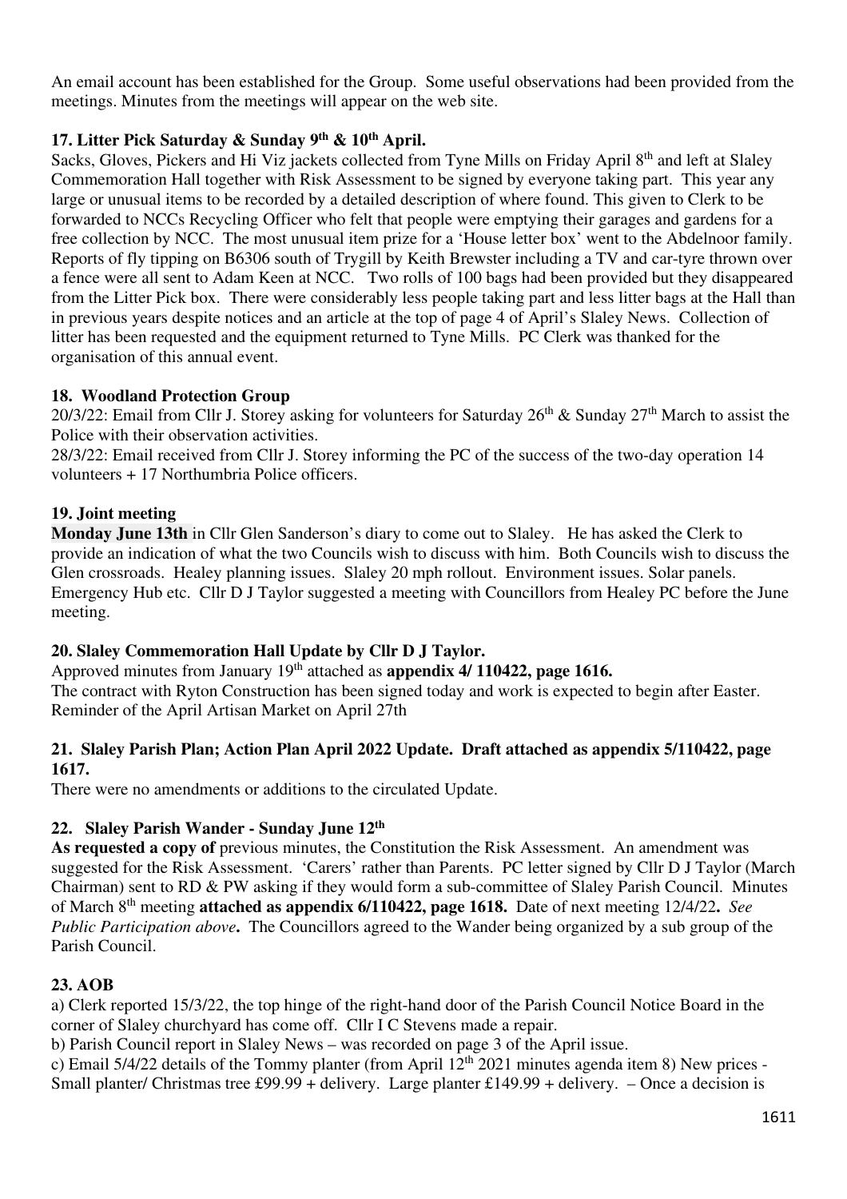An email account has been established for the Group. Some useful observations had been provided from the meetings. Minutes from the meetings will appear on the web site.

### 17. Litter Pick Saturday & Sunday 9th & 10th April.

Sacks, Gloves, Pickers and Hi Viz jackets collected from Tyne Mills on Friday April 8th and left at Slaley Commemoration Hall together with Risk Assessment to be signed by everyone taking part. This year any large or unusual items to be recorded by a detailed description of where found. This given to Clerk to be forwarded to NCCs Recycling Officer who felt that people were emptying their garages and gardens for a free collection by NCC. The most unusual item prize for a 'House letter box' went to the Abdelnoor family. Reports of fly tipping on B6306 south of Trygill by Keith Brewster including a TV and car-tyre thrown over a fence were all sent to Adam Keen at NCC. Two rolls of 100 bags had been provided but they disappeared from the Litter Pick box. There were considerably less people taking part and less litter bags at the Hall than in previous years despite notices and an article at the top of page 4 of April's Slaley News. Collection of litter has been requested and the equipment returned to Tyne Mills. PC Clerk was thanked for the organisation of this annual event.

### 18. Woodland Protection Group

20/3/22: Email from Cllr J. Storey asking for volunteers for Saturday 26th & Sunday 27th March to assist the Police with their observation activities.

28/3/22: Email received from Cllr J. Storey informing the PC of the success of the two-day operation 14 volunteers + 17 Northumbria Police officers.

### 19. Joint meeting

**Monday June 13th** in Cllr Glen Sanderson's diary to come out to Slaley. He has asked the Clerk to provide an indication of what the two Councils wish to discuss with him. Both Councils wish to discuss the Glen crossroads. Healey planning issues. Slaley 20 mph rollout. Environment issues. Solar panels. Emergency Hub etc. Cllr D J Taylor suggested a meeting with Councillors from Healey PC before the June meeting.

### 20. Slaley Commemoration Hall Update by Cllr D J Taylor.

Approved minutes from January 19th attached as **appendix 4/ 110422, page 1616.**

The contract with Ryton Construction has been signed today and work is expected to begin after Easter. Reminder of the April Artisan Market on April 27th

### 21. Slaley Parish Plan; Action Plan April 2022 Update. Draft attached as appendix 5/110422, page 1617.

There were no amendments or additions to the circulated Update.

### 22. Slaley Parish Wander - Sunday June 12th

**As requested a copy of** previous minutes, the Constitution the Risk Assessment. An amendment was suggested for the Risk Assessment. 'Carers' rather than Parents. PC letter signed by Cllr D J Taylor (March Chairman) sent to RD & PW asking if they would form a sub-committee of Slaley Parish Council. Minutes of March 8th meeting **attached as appendix 6/110422, page 1618.** Date of next meeting 12/4/22**.** *See Public Participation above***.** The Councillors agreed to the Wander being organized by a sub group of the Parish Council.

### 23. AOB

a) Clerk reported 15/3/22, the top hinge of the right-hand door of the Parish Council Notice Board in the corner of Slaley churchyard has come off. Cllr I C Stevens made a repair.

b) Parish Council report in Slaley News – was recorded on page 3 of the April issue.

c) Email 5/4/22 details of the Tommy planter (from April 12th 2021 minutes agenda item 8) New prices - Small planter/ Christmas tree £99.99 + delivery. Large planter £149.99 + delivery. – Once a decision is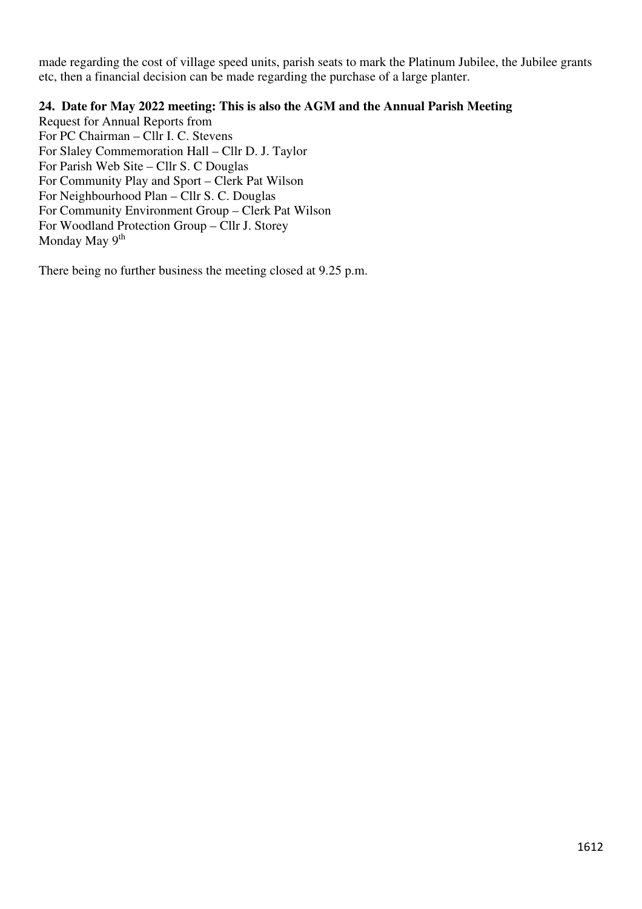made regarding the cost of village speed units, parish seats to mark the Platinum Jubilee, the Jubilee grants etc, then a financial decision can be made regarding the purchase of a large planter.

**24. Date for May 2022 meeting: This is also the AGM and the Annual Parish Meeting**

Request for Annual Reports from
For PC Chairman – Cllr I. C. Stevens
For Slaley Commemoration Hall – Cllr D. J. Taylor
For Parish Web Site – Cllr S. C Douglas
For Community Play and Sport – Clerk Pat Wilson
For Neighbourhood Plan – Cllr S. C. Douglas
For Community Environment Group – Clerk Pat Wilson
For Woodland Protection Group – Cllr J. Storey
Monday May 9th

There being no further business the meeting closed at 9.25 p.m.